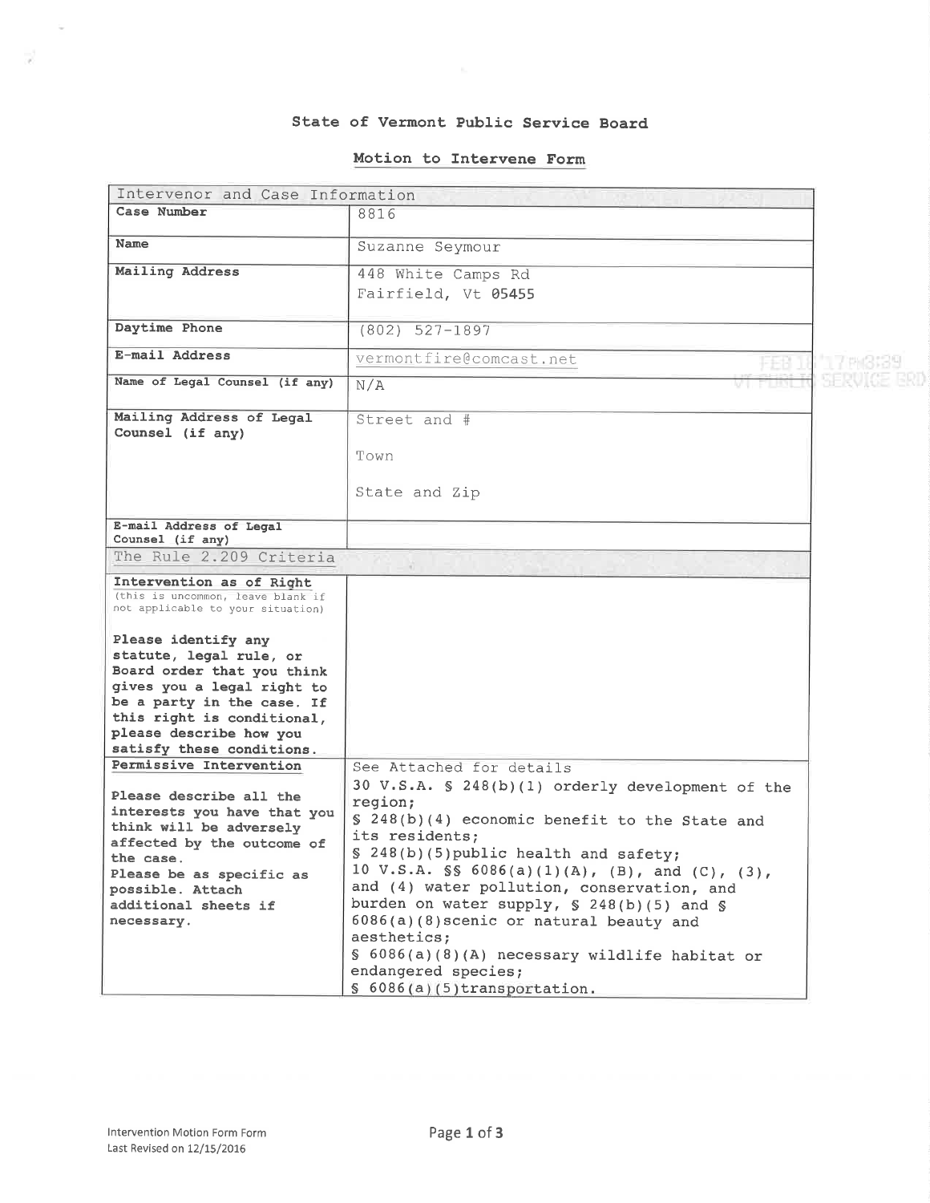# State of Vermont Public Service Board

## Motion to Intervene Form

| Intervenor and Case Information | |
|---|---|
| **Case Number** | 8816 |
| **Name** | Suzanne Seymour |
| **Mailing Address** | 448 White Camps Rd<br>Fairfield, Vt 05455 |
| **Daytime Phone** | (802) 527-1897 |
| **E-mail Address** | vermontfire@comcast.net |
| **Name of Legal Counsel (if any)** | N/A |
| **Mailing Address of Legal Counsel (if any)** | Street and #<br><br>Town<br><br>State and Zip |
| **E-mail Address of Legal Counsel (if any)** | |
| **The Rule 2.209 Criteria** | |
| **Intervention as of Right**<br>(this is uncommon, leave blank if not applicable to your situation)<br><br>**Please identify any statute, legal rule, or Board order that you think gives you a legal right to be a party in the case. If this right is conditional, please describe how you satisfy these conditions.** | |
| **Permissive Intervention**<br><br>**Please describe all the interests you have that you think will be adversely affected by the outcome of the case.**<br>**Please be as specific as possible. Attach additional sheets if necessary.** | See Attached for details<br>30 V.S.A. § 248(b)(1) orderly development of the region;<br>§ 248(b)(4) economic benefit to the State and its residents;<br>§ 248(b)(5)public health and safety;<br>10 V.S.A. §§ 6086(a)(1)(A), (B), and (C), (3), and (4) water pollution, conservation, and burden on water supply, § 248(b)(5) and § 6086(a)(8)scenic or natural beauty and aesthetics;<br>§ 6086(a)(8)(A) necessary wildlife habitat or endangered species;<br>§ 6086(a)(5)transportation. |

FEB 16 '17 PM3:39
VT PUBLIC SERVICE BRD

Intervention Motion Form Form
Last Revised on 12/15/2016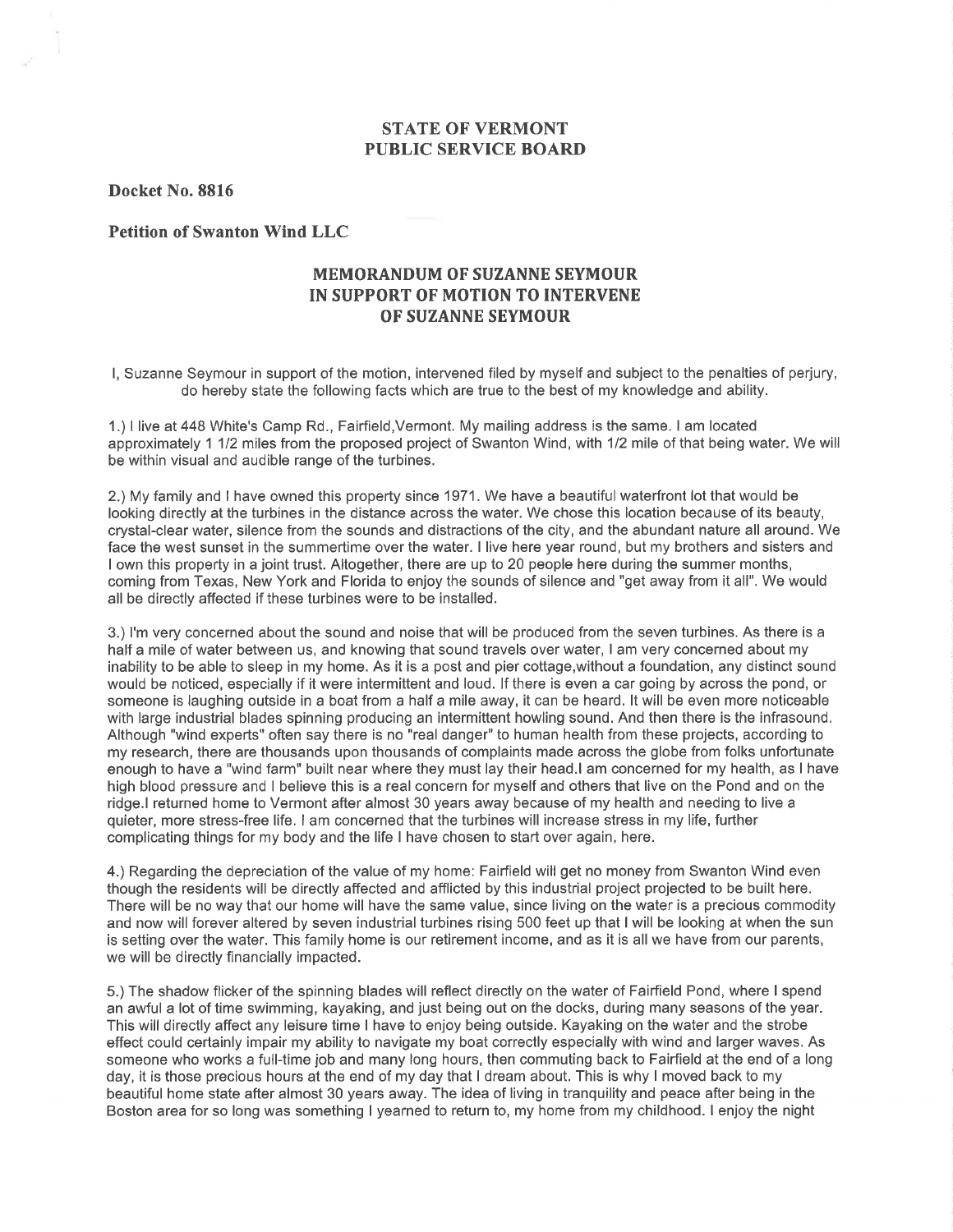# STATE OF VERMONT
# PUBLIC SERVICE BOARD

**Docket No. 8816**

**Petition of Swanton Wind LLC**

## MEMORANDUM OF SUZANNE SEYMOUR IN SUPPORT OF MOTION TO INTERVENE OF SUZANNE SEYMOUR

I, Suzanne Seymour in support of the motion, intervened filed by myself and subject to the penalties of perjury, do hereby state the following facts which are true to the best of my knowledge and ability.

1.) I live at 448 White's Camp Rd., Fairfield,Vermont. My mailing address is the same. I am located approximately 1 1/2 miles from the proposed project of Swanton Wind, with 1/2 mile of that being water. We will be within visual and audible range of the turbines.

2.) My family and I have owned this property since 1971. We have a beautiful waterfront lot that would be looking directly at the turbines in the distance across the water. We chose this location because of its beauty, crystal-clear water, silence from the sounds and distractions of the city, and the abundant nature all around. We face the west sunset in the summertime over the water. I live here year round, but my brothers and sisters and I own this property in a joint trust. Altogether, there are up to 20 people here during the summer months, coming from Texas, New York and Florida to enjoy the sounds of silence and "get away from it all". We would all be directly affected if these turbines were to be installed.

3.) I'm very concerned about the sound and noise that will be produced from the seven turbines. As there is a half a mile of water between us, and knowing that sound travels over water, I am very concerned about my inability to be able to sleep in my home. As it is a post and pier cottage,without a foundation, any distinct sound would be noticed, especially if it were intermittent and loud. If there is even a car going by across the pond, or someone is laughing outside in a boat from a half a mile away, it can be heard. It will be even more noticeable with large industrial blades spinning producing an intermittent howling sound. And then there is the infrasound. Although "wind experts" often say there is no "real danger" to human health from these projects, according to my research, there are thousands upon thousands of complaints made across the globe from folks unfortunate enough to have a "wind farm" built near where they must lay their head.I am concerned for my health, as I have high blood pressure and I believe this is a real concern for myself and others that live on the Pond and on the ridge.I returned home to Vermont after almost 30 years away because of my health and needing to live a quieter, more stress-free life. I am concerned that the turbines will increase stress in my life, further complicating things for my body and the life I have chosen to start over again, here.

4.) Regarding the depreciation of the value of my home: Fairfield will get no money from Swanton Wind even though the residents will be directly affected and afflicted by this industrial project projected to be built here. There will be no way that our home will have the same value, since living on the water is a precious commodity and now will forever altered by seven industrial turbines rising 500 feet up that I will be looking at when the sun is setting over the water. This family home is our retirement income, and as it is all we have from our parents, we will be directly financially impacted.

5.) The shadow flicker of the spinning blades will reflect directly on the water of Fairfield Pond, where I spend an awful a lot of time swimming, kayaking, and just being out on the docks, during many seasons of the year. This will directly affect any leisure time I have to enjoy being outside. Kayaking on the water and the strobe effect could certainly impair my ability to navigate my boat correctly especially with wind and larger waves. As someone who works a full-time job and many long hours, then commuting back to Fairfield at the end of a long day, it is those precious hours at the end of my day that I dream about. This is why I moved back to my beautiful home state after almost 30 years away. The idea of living in tranquility and peace after being in the Boston area for so long was something I yearned to return to, my home from my childhood. I enjoy the night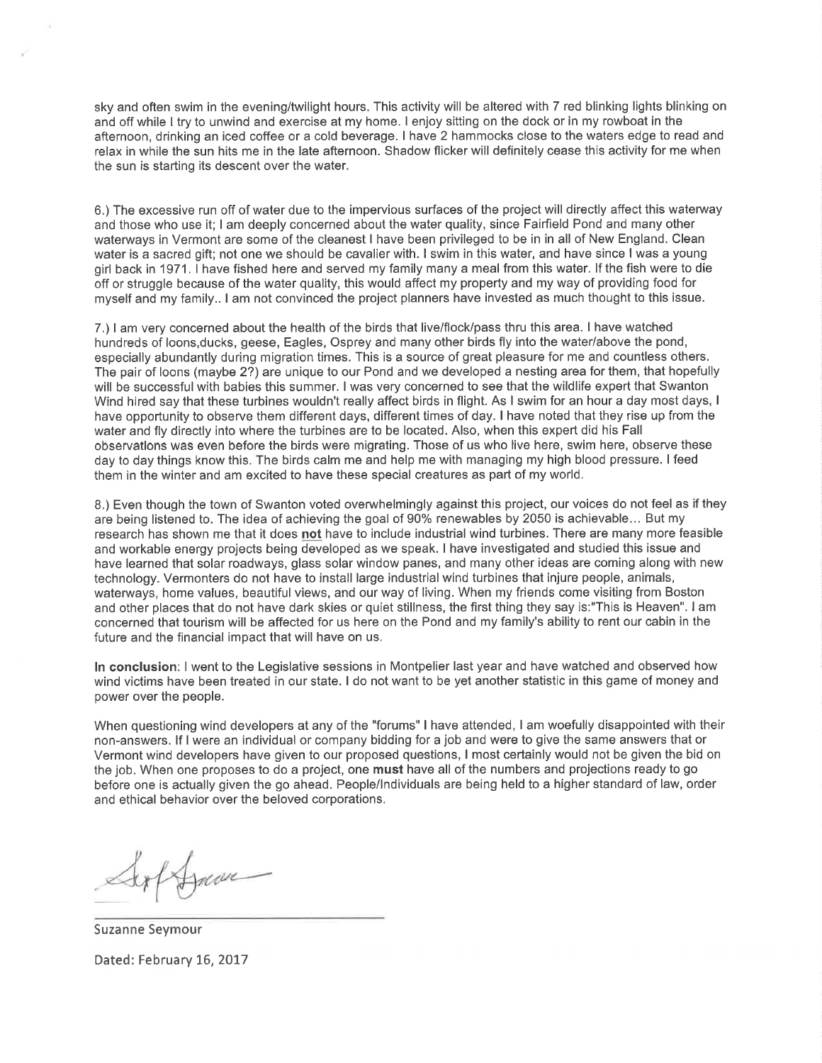sky and often swim in the evening/twilight hours. This activity will be altered with 7 red blinking lights blinking on and off while I try to unwind and exercise at my home. I enjoy sitting on the dock or in my rowboat in the afternoon, drinking an iced coffee or a cold beverage. I have 2 hammocks close to the waters edge to read and relax in while the sun hits me in the late afternoon. Shadow flicker will definitely cease this activity for me when the sun is starting its descent over the water.

6.) The excessive run off of water due to the impervious surfaces of the project will directly affect this waterway and those who use it; I am deeply concerned about the water quality, since Fairfield Pond and many other waterways in Vermont are some of the cleanest I have been privileged to be in in all of New England. Clean water is a sacred gift; not one we should be cavalier with. I swim in this water, and have since I was a young girl back in 1971. I have fished here and served my family many a meal from this water. If the fish were to die off or struggle because of the water quality, this would affect my property and my way of providing food for myself and my family.. I am not convinced the project planners have invested as much thought to this issue.

7.) I am very concerned about the health of the birds that live/flock/pass thru this area. I have watched hundreds of loons,ducks, geese, Eagles, Osprey and many other birds fly into the water/above the pond, especially abundantly during migration times. This is a source of great pleasure for me and countless others. The pair of loons (maybe 2?) are unique to our Pond and we developed a nesting area for them, that hopefully will be successful with babies this summer. I was very concerned to see that the wildlife expert that Swanton Wind hired say that these turbines wouldn't really affect birds in flight. As I swim for an hour a day most days, I have opportunity to observe them different days, different times of day. I have noted that they rise up from the water and fly directly into where the turbines are to be located. Also, when this expert did his Fall observations was even before the birds were migrating. Those of us who live here, swim here, observe these day to day things know this. The birds calm me and help me with managing my high blood pressure. I feed them in the winter and am excited to have these special creatures as part of my world.

8.) Even though the town of Swanton voted overwhelmingly against this project, our voices do not feel as if they are being listened to. The idea of achieving the goal of 90% renewables by 2050 is achievable... But my research has shown me that it does <u>not</u> have to include industrial wind turbines. There are many more feasible and workable energy projects being developed as we speak. I have investigated and studied this issue and have learned that solar roadways, glass solar window panes, and many other ideas are coming along with new technology. Vermonters do not have to install large industrial wind turbines that injure people, animals, waterways, home values, beautiful views, and our way of living. When my friends come visiting from Boston and other places that do not have dark skies or quiet stillness, the first thing they say is:"This is Heaven". I am concerned that tourism will be affected for us here on the Pond and my family's ability to rent our cabin in the future and the financial impact that will have on us.

**In conclusion**: I went to the Legislative sessions in Montpelier last year and have watched and observed how wind victims have been treated in our state. I do not want to be yet another statistic in this game of money and power over the people.

When questioning wind developers at any of the "forums" I have attended, I am woefully disappointed with their non-answers. If I were an individual or company bidding for a job and were to give the same answers that or Vermont wind developers have given to our proposed questions, I most certainly would not be given the bid on the job. When one proposes to do a project, one **must** have all of the numbers and projections ready to go before one is actually given the go ahead. People/Individuals are being held to a higher standard of law, order and ethical behavior over the beloved corporations.

Suzanne Seymour

Dated: February 16, 2017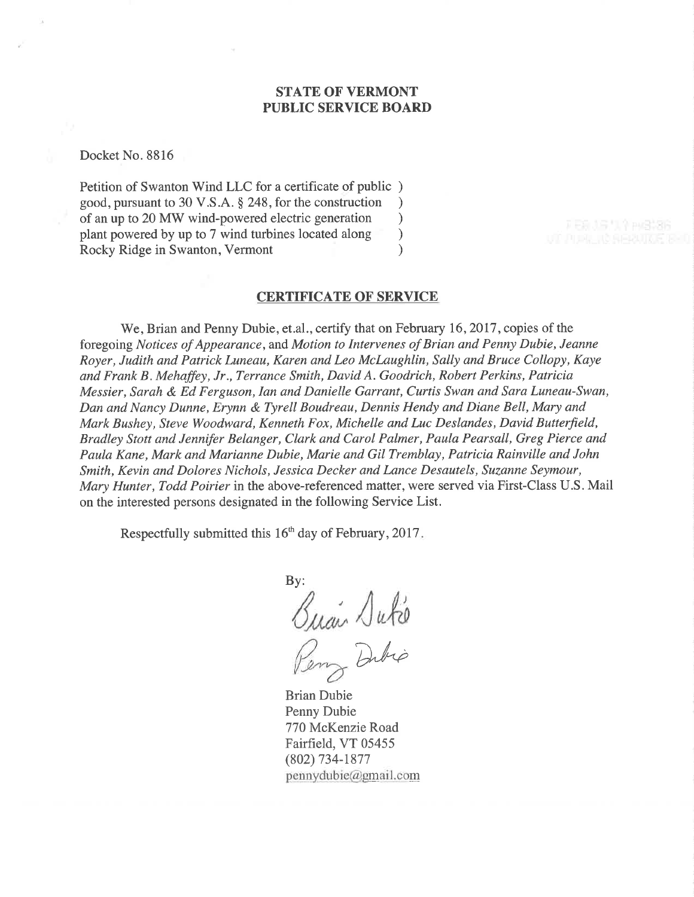**STATE OF VERMONT**
**PUBLIC SERVICE BOARD**

Docket No. 8816

Petition of Swanton Wind LLC for a certificate of public )
good, pursuant to 30 V.S.A. § 248, for the construction )
of an up to 20 MW wind-powered electric generation )
plant powered by up to 7 wind turbines located along )
Rocky Ridge in Swanton, Vermont )

**CERTIFICATE OF SERVICE**

We, Brian and Penny Dubie, et.al., certify that on February 16, 2017, copies of the foregoing *Notices of Appearance*, and *Motion to Intervenes of Brian and Penny Dubie, Jeanne Royer, Judith and Patrick Luneau, Karen and Leo McLaughlin, Sally and Bruce Collopy, Kaye and Frank B. Mehaffey, Jr., Terrance Smith, David A. Goodrich, Robert Perkins, Patricia Messier, Sarah & Ed Ferguson, Ian and Danielle Garrant, Curtis Swan and Sara Luneau-Swan, Dan and Nancy Dunne, Erynn & Tyrell Boudreau, Dennis Hendy and Diane Bell, Mary and Mark Bushey, Steve Woodward, Kenneth Fox, Michelle and Luc Deslandes, David Butterfield, Bradley Stott and Jennifer Belanger, Clark and Carol Palmer, Paula Pearsall, Greg Pierce and Paula Kane, Mark and Marianne Dubie, Marie and Gil Tremblay, Patricia Rainville and John Smith, Kevin and Dolores Nichols, Jessica Decker and Lance Desautels, Suzanne Seymour, Mary Hunter, Todd Poirier* in the above-referenced matter, were served via First-Class U.S. Mail on the interested persons designated in the following Service List.

Respectfully submitted this 16th day of February, 2017.

By:

Brian Dubie
Penny Dubie
770 McKenzie Road
Fairfield, VT 05455
(802) 734-1877
pennydubie@gmail.com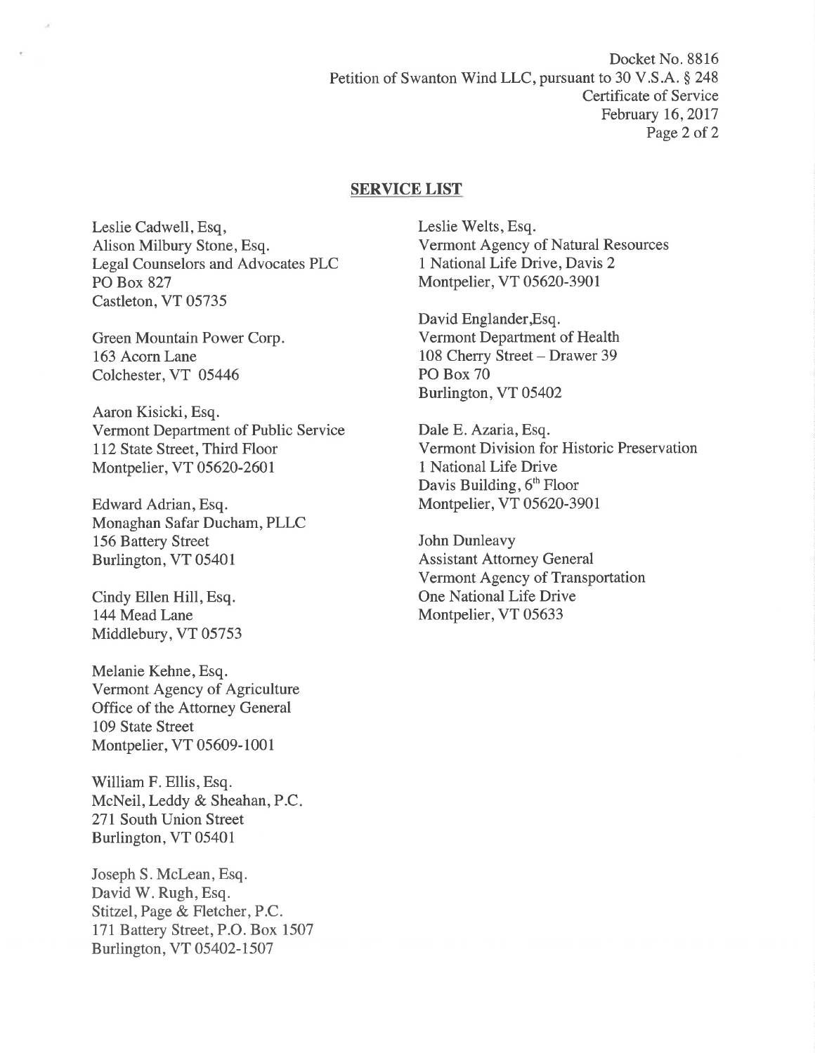## SERVICE LIST

Leslie Cadwell, Esq,
Alison Milbury Stone, Esq.
Legal Counselors and Advocates PLC
PO Box 827
Castleton, VT 05735

Green Mountain Power Corp.
163 Acorn Lane
Colchester, VT 05446

Aaron Kisicki, Esq.
Vermont Department of Public Service
112 State Street, Third Floor
Montpelier, VT 05620-2601

Edward Adrian, Esq.
Monaghan Safar Ducham, PLLC
156 Battery Street
Burlington, VT 05401

Cindy Ellen Hill, Esq.
144 Mead Lane
Middlebury, VT 05753

Melanie Kehne, Esq.
Vermont Agency of Agriculture
Office of the Attorney General
109 State Street
Montpelier, VT 05609-1001

William F. Ellis, Esq.
McNeil, Leddy & Sheahan, P.C.
271 South Union Street
Burlington, VT 05401

Joseph S. McLean, Esq.
David W. Rugh, Esq.
Stitzel, Page & Fletcher, P.C.
171 Battery Street, P.O. Box 1507
Burlington, VT 05402-1507

Leslie Welts, Esq.
Vermont Agency of Natural Resources
1 National Life Drive, Davis 2
Montpelier, VT 05620-3901

David Englander,Esq.
Vermont Department of Health
108 Cherry Street – Drawer 39
PO Box 70
Burlington, VT 05402

Dale E. Azaria, Esq.
Vermont Division for Historic Preservation
1 National Life Drive
Davis Building, 6th Floor
Montpelier, VT 05620-3901

John Dunleavy
Assistant Attorney General
Vermont Agency of Transportation
One National Life Drive
Montpelier, VT 05633